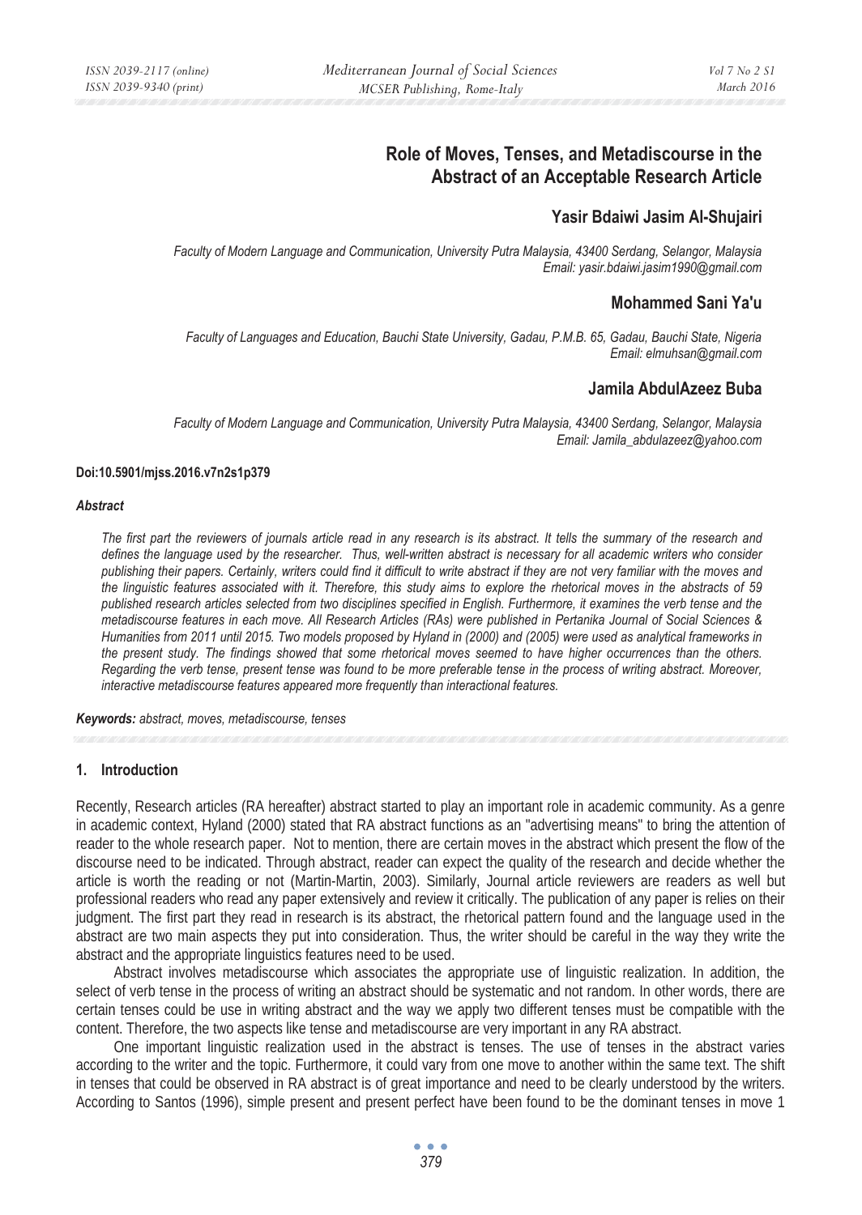# Role of Moves, Tenses, and Metadiscourse in the Abstract of an Acceptable Research Article

## Yasir Bdaiwi Jasim Al-Shujairi

*Faculty of Modern Language and Communication, University Putra Malaysia, 43400 Serdang, Selangor, Malaysia*
*Email: yasir.bdaiwi.jasim1990@gmail.com*

## Mohammed Sani Ya'u

*Faculty of Languages and Education, Bauchi State University, Gadau, P.M.B. 65, Gadau, Bauchi State, Nigeria*
*Email: elmuhsan@gmail.com*

## Jamila AbdulAzeez Buba

*Faculty of Modern Language and Communication, University Putra Malaysia, 43400 Serdang, Selangor, Malaysia*
*Email: Jamila_abdulazeez@yahoo.com*

**Doi:10.5901/mjss.2016.v7n2s1p379**

***Abstract***

*The first part the reviewers of journals article read in any research is its abstract. It tells the summary of the research and defines the language used by the researcher. Thus, well-written abstract is necessary for all academic writers who consider publishing their papers. Certainly, writers could find it difficult to write abstract if they are not very familiar with the moves and the linguistic features associated with it. Therefore, this study aims to explore the rhetorical moves in the abstracts of 59 published research articles selected from two disciplines specified in English. Furthermore, it examines the verb tense and the metadiscourse features in each move. All Research Articles (RAs) were published in Pertanika Journal of Social Sciences & Humanities from 2011 until 2015. Two models proposed by Hyland in (2000) and (2005) were used as analytical frameworks in the present study. The findings showed that some rhetorical moves seemed to have higher occurrences than the others. Regarding the verb tense, present tense was found to be more preferable tense in the process of writing abstract. Moreover, interactive metadiscourse features appeared more frequently than interactional features.*

***Keywords:*** *abstract, moves, metadiscourse, tenses*

## 1. Introduction

Recently, Research articles (RA hereafter) abstract started to play an important role in academic community. As a genre in academic context, Hyland (2000) stated that RA abstract functions as an "advertising means" to bring the attention of reader to the whole research paper. Not to mention, there are certain moves in the abstract which present the flow of the discourse need to be indicated. Through abstract, reader can expect the quality of the research and decide whether the article is worth the reading or not (Martin-Martin, 2003). Similarly, Journal article reviewers are readers as well but professional readers who read any paper extensively and review it critically. The publication of any paper is relies on their judgment. The first part they read in research is its abstract, the rhetorical pattern found and the language used in the abstract are two main aspects they put into consideration. Thus, the writer should be careful in the way they write the abstract and the appropriate linguistics features need to be used.

Abstract involves metadiscourse which associates the appropriate use of linguistic realization. In addition, the select of verb tense in the process of writing an abstract should be systematic and not random. In other words, there are certain tenses could be use in writing abstract and the way we apply two different tenses must be compatible with the content. Therefore, the two aspects like tense and metadiscourse are very important in any RA abstract.

One important linguistic realization used in the abstract is tenses. The use of tenses in the abstract varies according to the writer and the topic. Furthermore, it could vary from one move to another within the same text. The shift in tenses that could be observed in RA abstract is of great importance and need to be clearly understood by the writers. According to Santos (1996), simple present and present perfect have been found to be the dominant tenses in move 1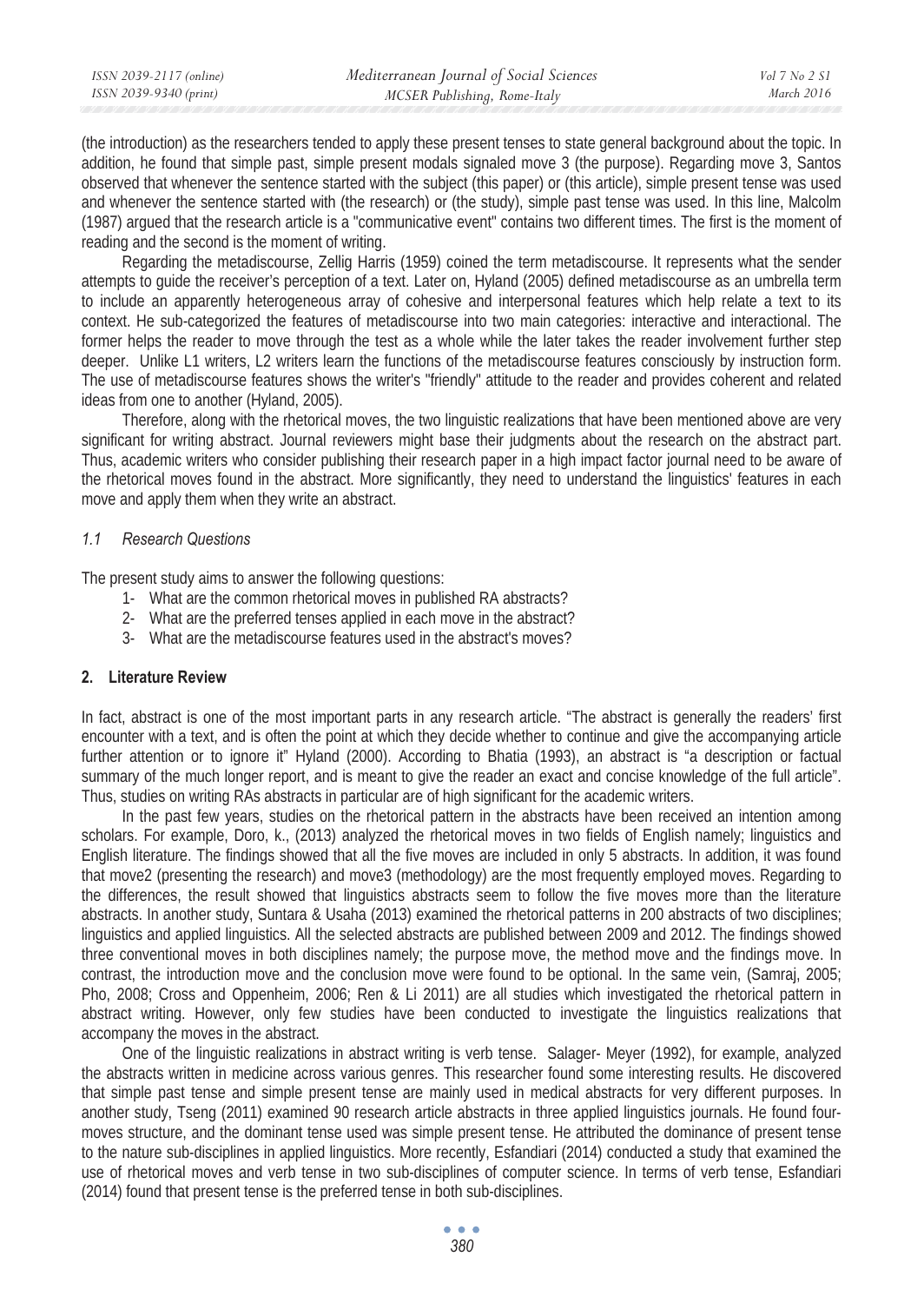(the introduction) as the researchers tended to apply these present tenses to state general background about the topic. In addition, he found that simple past, simple present modals signaled move 3 (the purpose). Regarding move 3, Santos observed that whenever the sentence started with the subject (this paper) or (this article), simple present tense was used and whenever the sentence started with (the research) or (the study), simple past tense was used. In this line, Malcolm (1987) argued that the research article is a "communicative event" contains two different times. The first is the moment of reading and the second is the moment of writing.

Regarding the metadiscourse, Zellig Harris (1959) coined the term metadiscourse. It represents what the sender attempts to guide the receiver's perception of a text. Later on, Hyland (2005) defined metadiscourse as an umbrella term to include an apparently heterogeneous array of cohesive and interpersonal features which help relate a text to its context. He sub-categorized the features of metadiscourse into two main categories: interactive and interactional. The former helps the reader to move through the test as a whole while the later takes the reader involvement further step deeper. Unlike L1 writers, L2 writers learn the functions of the metadiscourse features consciously by instruction form. The use of metadiscourse features shows the writer's "friendly" attitude to the reader and provides coherent and related ideas from one to another (Hyland, 2005).

Therefore, along with the rhetorical moves, the two linguistic realizations that have been mentioned above are very significant for writing abstract. Journal reviewers might base their judgments about the research on the abstract part. Thus, academic writers who consider publishing their research paper in a high impact factor journal need to be aware of the rhetorical moves found in the abstract. More significantly, they need to understand the linguistics' features in each move and apply them when they write an abstract.

### *1.1 Research Questions*

The present study aims to answer the following questions:

1- What are the common rhetorical moves in published RA abstracts?
2- What are the preferred tenses applied in each move in the abstract?
3- What are the metadiscourse features used in the abstract's moves?

## 2. Literature Review

In fact, abstract is one of the most important parts in any research article. "The abstract is generally the readers' first encounter with a text, and is often the point at which they decide whether to continue and give the accompanying article further attention or to ignore it" Hyland (2000). According to Bhatia (1993), an abstract is "a description or factual summary of the much longer report, and is meant to give the reader an exact and concise knowledge of the full article". Thus, studies on writing RAs abstracts in particular are of high significant for the academic writers.

In the past few years, studies on the rhetorical pattern in the abstracts have been received an intention among scholars. For example, Doro, k., (2013) analyzed the rhetorical moves in two fields of English namely; linguistics and English literature. The findings showed that all the five moves are included in only 5 abstracts. In addition, it was found that move2 (presenting the research) and move3 (methodology) are the most frequently employed moves. Regarding to the differences, the result showed that linguistics abstracts seem to follow the five moves more than the literature abstracts. In another study, Suntara & Usaha (2013) examined the rhetorical patterns in 200 abstracts of two disciplines; linguistics and applied linguistics. All the selected abstracts are published between 2009 and 2012. The findings showed three conventional moves in both disciplines namely; the purpose move, the method move and the findings move. In contrast, the introduction move and the conclusion move were found to be optional. In the same vein, (Samraj, 2005; Pho, 2008; Cross and Oppenheim, 2006; Ren & Li 2011) are all studies which investigated the rhetorical pattern in abstract writing. However, only few studies have been conducted to investigate the linguistics realizations that accompany the moves in the abstract.

One of the linguistic realizations in abstract writing is verb tense. Salager- Meyer (1992), for example, analyzed the abstracts written in medicine across various genres. This researcher found some interesting results. He discovered that simple past tense and simple present tense are mainly used in medical abstracts for very different purposes. In another study, Tseng (2011) examined 90 research article abstracts in three applied linguistics journals. He found four-moves structure, and the dominant tense used was simple present tense. He attributed the dominance of present tense to the nature sub-disciplines in applied linguistics. More recently, Esfandiari (2014) conducted a study that examined the use of rhetorical moves and verb tense in two sub-disciplines of computer science. In terms of verb tense, Esfandiari (2014) found that present tense is the preferred tense in both sub-disciplines.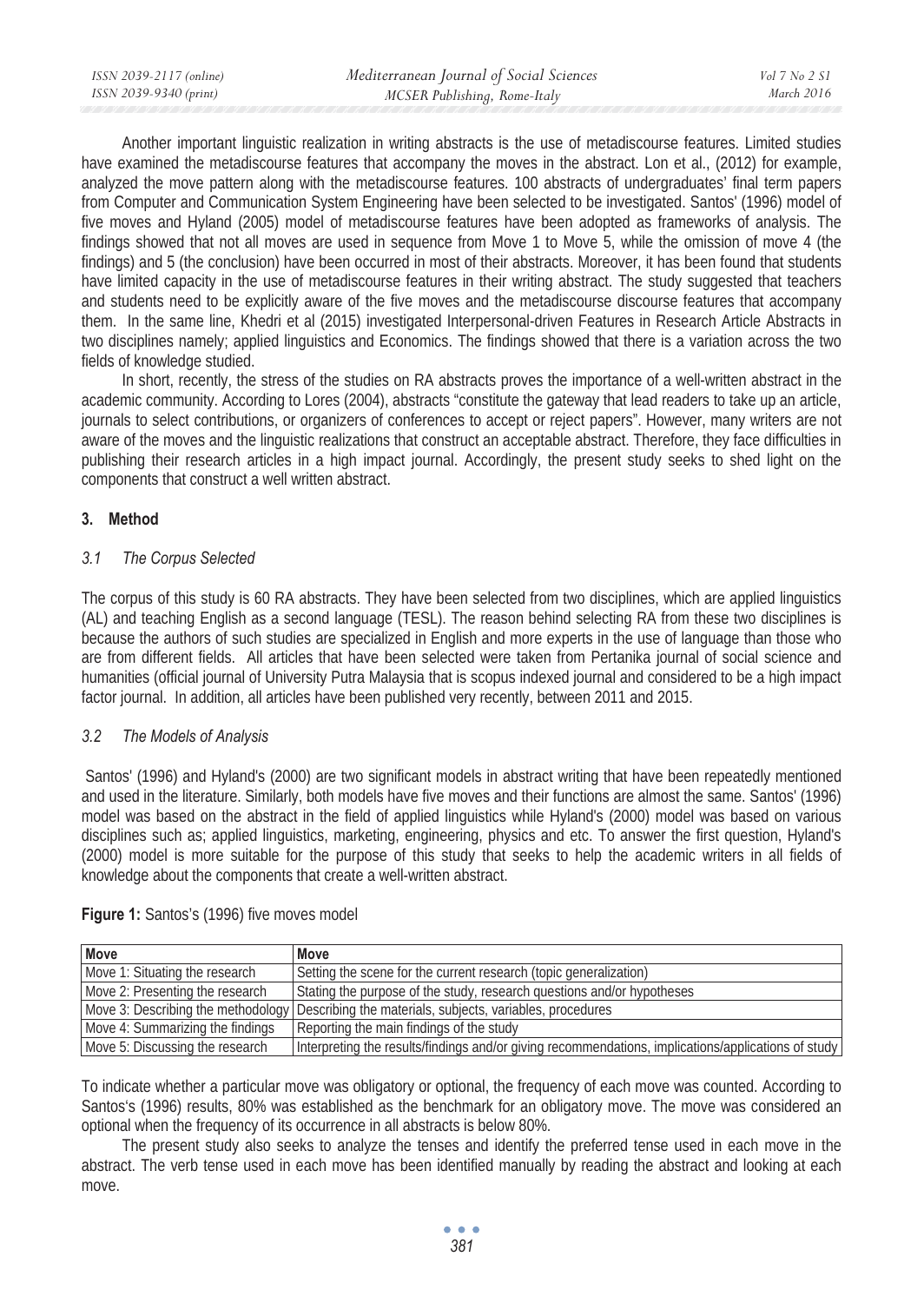Another important linguistic realization in writing abstracts is the use of metadiscourse features. Limited studies have examined the metadiscourse features that accompany the moves in the abstract. Lon et al., (2012) for example, analyzed the move pattern along with the metadiscourse features. 100 abstracts of undergraduates' final term papers from Computer and Communication System Engineering have been selected to be investigated. Santos' (1996) model of five moves and Hyland (2005) model of metadiscourse features have been adopted as frameworks of analysis. The findings showed that not all moves are used in sequence from Move 1 to Move 5, while the omission of move 4 (the findings) and 5 (the conclusion) have been occurred in most of their abstracts. Moreover, it has been found that students have limited capacity in the use of metadiscourse features in their writing abstract. The study suggested that teachers and students need to be explicitly aware of the five moves and the metadiscourse discourse features that accompany them. In the same line, Khedri et al (2015) investigated Interpersonal-driven Features in Research Article Abstracts in two disciplines namely; applied linguistics and Economics. The findings showed that there is a variation across the two fields of knowledge studied.

In short, recently, the stress of the studies on RA abstracts proves the importance of a well-written abstract in the academic community. According to Lores (2004), abstracts "constitute the gateway that lead readers to take up an article, journals to select contributions, or organizers of conferences to accept or reject papers". However, many writers are not aware of the moves and the linguistic realizations that construct an acceptable abstract. Therefore, they face difficulties in publishing their research articles in a high impact journal. Accordingly, the present study seeks to shed light on the components that construct a well written abstract.

## 3. Method

### 3.1 The Corpus Selected

The corpus of this study is 60 RA abstracts. They have been selected from two disciplines, which are applied linguistics (AL) and teaching English as a second language (TESL). The reason behind selecting RA from these two disciplines is because the authors of such studies are specialized in English and more experts in the use of language than those who are from different fields. All articles that have been selected were taken from Pertanika journal of social science and humanities (official journal of University Putra Malaysia that is scopus indexed journal and considered to be a high impact factor journal. In addition, all articles have been published very recently, between 2011 and 2015.

### 3.2 The Models of Analysis

Santos' (1996) and Hyland's (2000) are two significant models in abstract writing that have been repeatedly mentioned and used in the literature. Similarly, both models have five moves and their functions are almost the same. Santos' (1996) model was based on the abstract in the field of applied linguistics while Hyland's (2000) model was based on various disciplines such as; applied linguistics, marketing, engineering, physics and etc. To answer the first question, Hyland's (2000) model is more suitable for the purpose of this study that seeks to help the academic writers in all fields of knowledge about the components that create a well-written abstract.

**Figure 1:** Santos's (1996) five moves model

| Move | Move |
|---|---|
| Move 1: Situating the research | Setting the scene for the current research (topic generalization) |
| Move 2: Presenting the research | Stating the purpose of the study, research questions and/or hypotheses |
| Move 3: Describing the methodology | Describing the materials, subjects, variables, procedures |
| Move 4: Summarizing the findings | Reporting the main findings of the study |
| Move 5: Discussing the research | Interpreting the results/findings and/or giving recommendations, implications/applications of study |

To indicate whether a particular move was obligatory or optional, the frequency of each move was counted. According to Santos's (1996) results, 80% was established as the benchmark for an obligatory move. The move was considered an optional when the frequency of its occurrence in all abstracts is below 80%.

The present study also seeks to analyze the tenses and identify the preferred tense used in each move in the abstract. The verb tense used in each move has been identified manually by reading the abstract and looking at each move.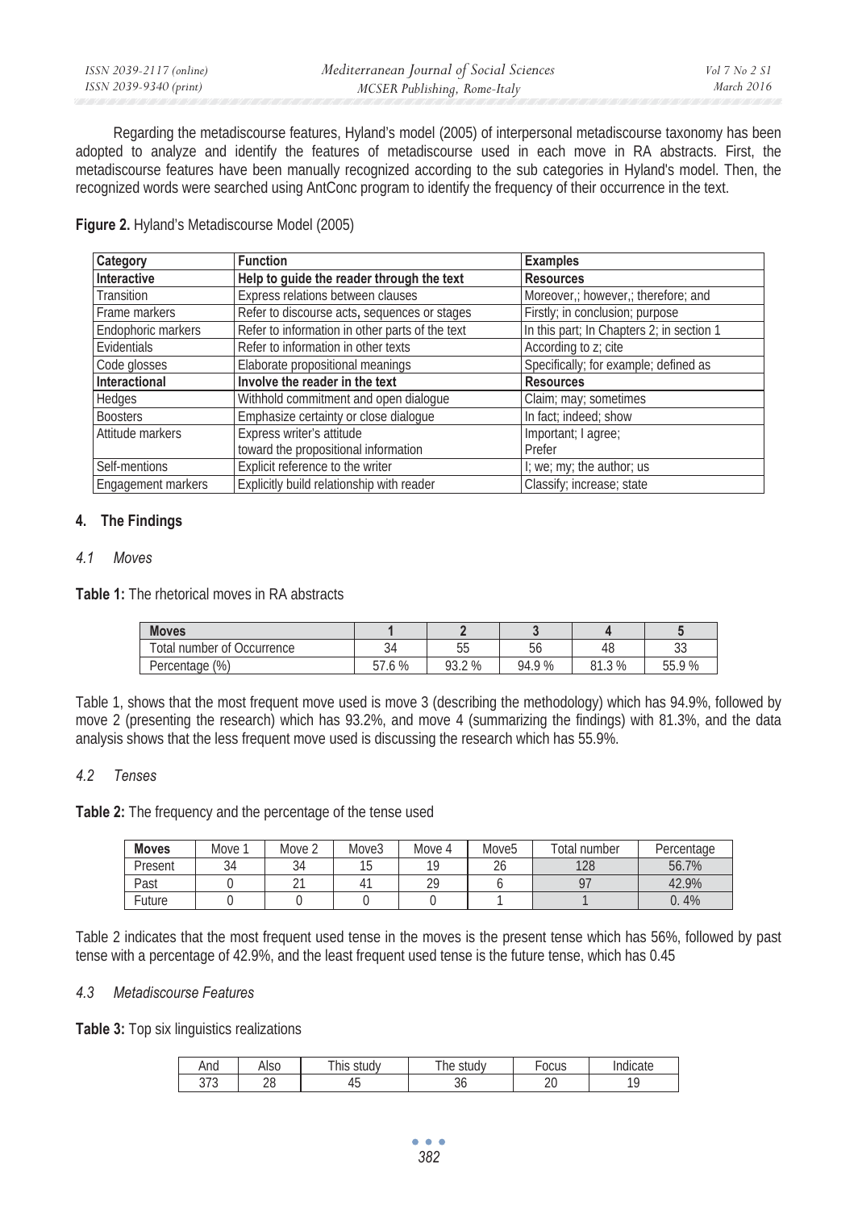Regarding the metadiscourse features, Hyland's model (2005) of interpersonal metadiscourse taxonomy has been adopted to analyze and identify the features of metadiscourse used in each move in RA abstracts. First, the metadiscourse features have been manually recognized according to the sub categories in Hyland's model. Then, the recognized words were searched using AntConc program to identify the frequency of their occurrence in the text.

**Figure 2.** Hyland's Metadiscourse Model (2005)

| Category | Function | Examples |
|---|---|---|
| **Interactive** | **Help to guide the reader through the text** | **Resources** |
| Transition | Express relations between clauses | Moreover,; however,; therefore; and |
| Frame markers | Refer to discourse acts, sequences or stages | Firstly; in conclusion; purpose |
| Endophoric markers | Refer to information in other parts of the text | In this part; In Chapters 2; in section 1 |
| Evidentials | Refer to information in other texts | According to z; cite |
| Code glosses | Elaborate propositional meanings | Specifically; for example; defined as |
| **Interactional** | **Involve the reader in the text** | **Resources** |
| Hedges | Withhold commitment and open dialogue | Claim; may; sometimes |
| Boosters | Emphasize certainty or close dialogue | In fact; indeed; show |
| Attitude markers | Express writer's attitude toward the propositional information | Important; I agree; Prefer |
| Self-mentions | Explicit reference to the writer | I; we; my; the author; us |
| Engagement markers | Explicitly build relationship with reader | Classify; increase; state |

## 4. The Findings

### *4.1 Moves*

**Table 1:** The rhetorical moves in RA abstracts

| **Moves** | **1** | **2** | **3** | **4** | **5** |
|---|---|---|---|---|---|
| Total number of Occurrence | 34 | 55 | 56 | 48 | 33 |
| Percentage (%) | 57.6 % | 93.2 % | 94.9 % | 81.3 % | 55.9 % |

Table 1, shows that the most frequent move used is move 3 (describing the methodology) which has 94.9%, followed by move 2 (presenting the research) which has 93.2%, and move 4 (summarizing the findings) with 81.3%, and the data analysis shows that the less frequent move used is discussing the research which has 55.9%.

### *4.2 Tenses*

**Table 2:** The frequency and the percentage of the tense used

| **Moves** | Move 1 | Move 2 | Move3 | Move 4 | Move5 | Total number | Percentage |
|---|---|---|---|---|---|---|---|
| Present | 34 | 34 | 15 | 19 | 26 | 128 | 56.7% |
| Past | 0 | 21 | 41 | 29 | 6 | 97 | 42.9% |
| Future | 0 | 0 | 0 | 0 | 1 | 1 | 0. 4% |

Table 2 indicates that the most frequent used tense in the moves is the present tense which has 56%, followed by past tense with a percentage of 42.9%, and the least frequent used tense is the future tense, which has 0.45

### *4.3 Metadiscourse Features*

**Table 3:** Top six linguistics realizations

| And | Also | This study | The study | Focus | Indicate |
|---|---|---|---|---|---|
| 373 | 28 | 45 | 36 | 20 | 19 |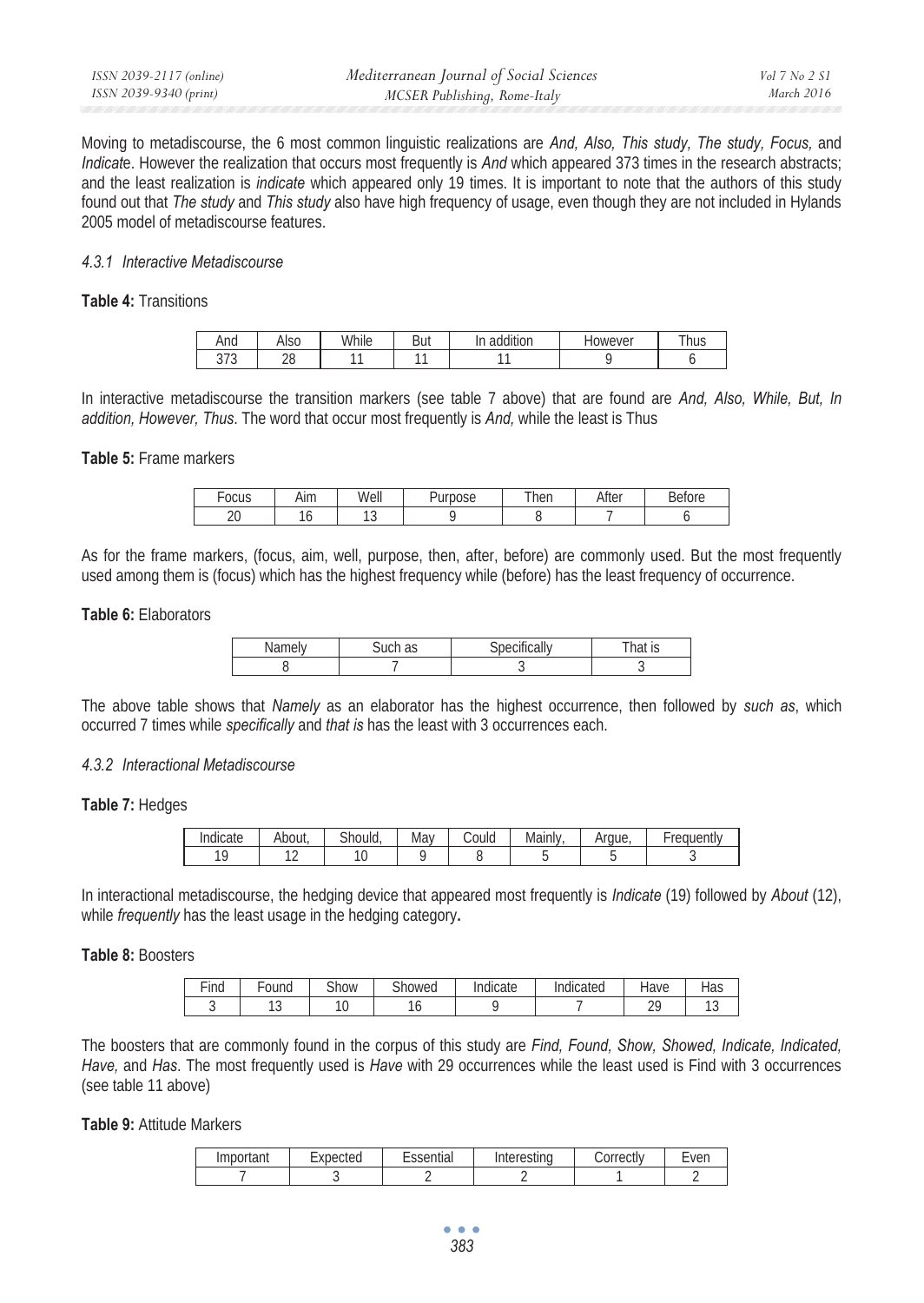Moving to metadiscourse, the 6 most common linguistic realizations are *And, Also, This study, The study, Focus,* and *Indicat*e. However the realization that occurs most frequently is *And* which appeared 373 times in the research abstracts; and the least realization is *indicate* which appeared only 19 times. It is important to note that the authors of this study found out that *The study* and *This study* also have high frequency of usage, even though they are not included in Hylands 2005 model of metadiscourse features.

#### *4.3.1 Interactive Metadiscourse*

**Table 4:** Transitions

| And | Also | While | But | In addition | However | Thus |
|---|---|---|---|---|---|---|
| 373 | 28 | 11 | 11 | 11 | 9 | 6 |

In interactive metadiscourse the transition markers (see table 7 above) that are found are *And, Also, While, But, In addition, However, Thus*. The word that occur most frequently is *And,* while the least is Thus

**Table 5:** Frame markers

| Focus | Aim | Well | Purpose | Then | After | Before |
|---|---|---|---|---|---|---|
| 20 | 16 | 13 | 9 | 8 | 7 | 6 |

As for the frame markers, (focus, aim, well, purpose, then, after, before) are commonly used. But the most frequently used among them is (focus) which has the highest frequency while (before) has the least frequency of occurrence.

**Table 6:** Elaborators

| Namely | Such as | Specifically | That is |
|---|---|---|---|
| 8 | 7 | 3 | 3 |

The above table shows that *Namely* as an elaborator has the highest occurrence, then followed by *such as*, which occurred 7 times while *specifically* and *that is* has the least with 3 occurrences each.

#### *4.3.2 Interactional Metadiscourse*

**Table 7:** Hedges

| Indicate | About, | Should, | May | Could | Mainly, | Argue, | Frequently |
|---|---|---|---|---|---|---|---|
| 19 | 12 | 10 | 9 | 8 | 5 | 5 | 3 |

In interactional metadiscourse, the hedging device that appeared most frequently is *Indicate* (19) followed by *About* (12), while *frequently* has the least usage in the hedging category**.**

**Table 8:** Boosters

| Find | Found | Show | Showed | Indicate | Indicated | Have | Has |
|---|---|---|---|---|---|---|---|
| 3 | 13 | 10 | 16 | 9 | 7 | 29 | 13 |

The boosters that are commonly found in the corpus of this study are *Find, Found, Show, Showed, Indicate, Indicated, Have,* and *Has*. The most frequently used is *Have* with 29 occurrences while the least used is Find with 3 occurrences (see table 11 above)

**Table 9:** Attitude Markers

| Important | Expected | Essential | Interesting | Correctly | Even |
|---|---|---|---|---|---|
| 7 | 3 | 2 | 2 | 1 | 2 |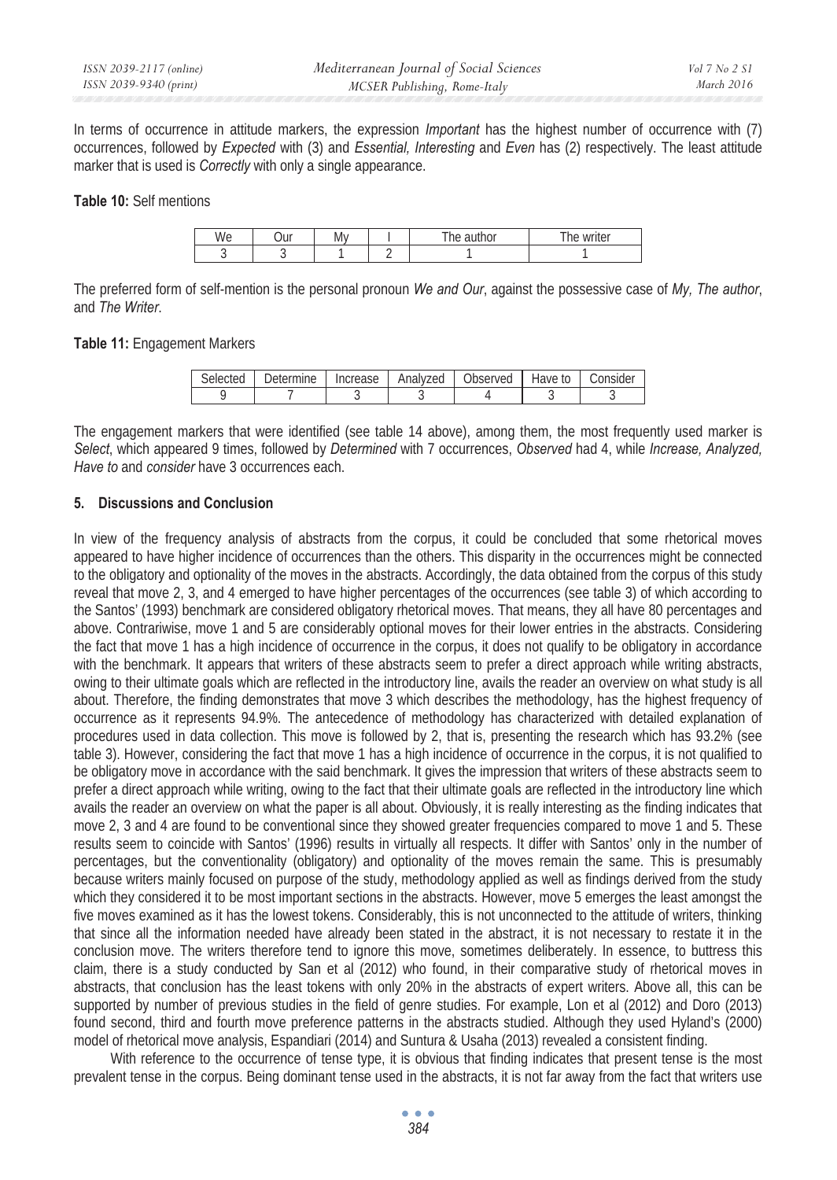In terms of occurrence in attitude markers, the expression *Important* has the highest number of occurrence with (7) occurrences, followed by *Expected* with (3) and *Essential, Interesting* and *Even* has (2) respectively. The least attitude marker that is used is *Correctly* with only a single appearance.

**Table 10:** Self mentions

| We | Our | My | I | The author | The writer |
|---|---|---|---|---|---|
| 3 | 3 | 1 | 2 | 1 | 1 |

The preferred form of self-mention is the personal pronoun *We and Our*, against the possessive case of *My, The author*, and *The Writer*.

**Table 11:** Engagement Markers

| Selected | Determine | Increase | Analyzed | Observed | Have to | Consider |
|---|---|---|---|---|---|---|
| 9 | 7 | 3 | 3 | 4 | 3 | 3 |

The engagement markers that were identified (see table 14 above), among them, the most frequently used marker is *Select*, which appeared 9 times, followed by *Determined* with 7 occurrences, *Observed* had 4, while *Increase, Analyzed, Have to* and *consider* have 3 occurrences each.

## 5. Discussions and Conclusion

In view of the frequency analysis of abstracts from the corpus, it could be concluded that some rhetorical moves appeared to have higher incidence of occurrences than the others. This disparity in the occurrences might be connected to the obligatory and optionality of the moves in the abstracts. Accordingly, the data obtained from the corpus of this study reveal that move 2, 3, and 4 emerged to have higher percentages of the occurrences (see table 3) of which according to the Santos' (1993) benchmark are considered obligatory rhetorical moves. That means, they all have 80 percentages and above. Contrariwise, move 1 and 5 are considerably optional moves for their lower entries in the abstracts. Considering the fact that move 1 has a high incidence of occurrence in the corpus, it does not qualify to be obligatory in accordance with the benchmark. It appears that writers of these abstracts seem to prefer a direct approach while writing abstracts, owing to their ultimate goals which are reflected in the introductory line, avails the reader an overview on what study is all about. Therefore, the finding demonstrates that move 3 which describes the methodology, has the highest frequency of occurrence as it represents 94.9%. The antecedence of methodology has characterized with detailed explanation of procedures used in data collection. This move is followed by 2, that is, presenting the research which has 93.2% (see table 3). However, considering the fact that move 1 has a high incidence of occurrence in the corpus, it is not qualified to be obligatory move in accordance with the said benchmark. It gives the impression that writers of these abstracts seem to prefer a direct approach while writing, owing to the fact that their ultimate goals are reflected in the introductory line which avails the reader an overview on what the paper is all about. Obviously, it is really interesting as the finding indicates that move 2, 3 and 4 are found to be conventional since they showed greater frequencies compared to move 1 and 5. These results seem to coincide with Santos' (1996) results in virtually all respects. It differ with Santos' only in the number of percentages, but the conventionality (obligatory) and optionality of the moves remain the same. This is presumably because writers mainly focused on purpose of the study, methodology applied as well as findings derived from the study which they considered it to be most important sections in the abstracts. However, move 5 emerges the least amongst the five moves examined as it has the lowest tokens. Considerably, this is not unconnected to the attitude of writers, thinking that since all the information needed have already been stated in the abstract, it is not necessary to restate it in the conclusion move. The writers therefore tend to ignore this move, sometimes deliberately. In essence, to buttress this claim, there is a study conducted by San et al (2012) who found, in their comparative study of rhetorical moves in abstracts, that conclusion has the least tokens with only 20% in the abstracts of expert writers. Above all, this can be supported by number of previous studies in the field of genre studies. For example, Lon et al (2012) and Doro (2013) found second, third and fourth move preference patterns in the abstracts studied. Although they used Hyland's (2000) model of rhetorical move analysis, Espandiari (2014) and Suntura & Usaha (2013) revealed a consistent finding.

With reference to the occurrence of tense type, it is obvious that finding indicates that present tense is the most prevalent tense in the corpus. Being dominant tense used in the abstracts, it is not far away from the fact that writers use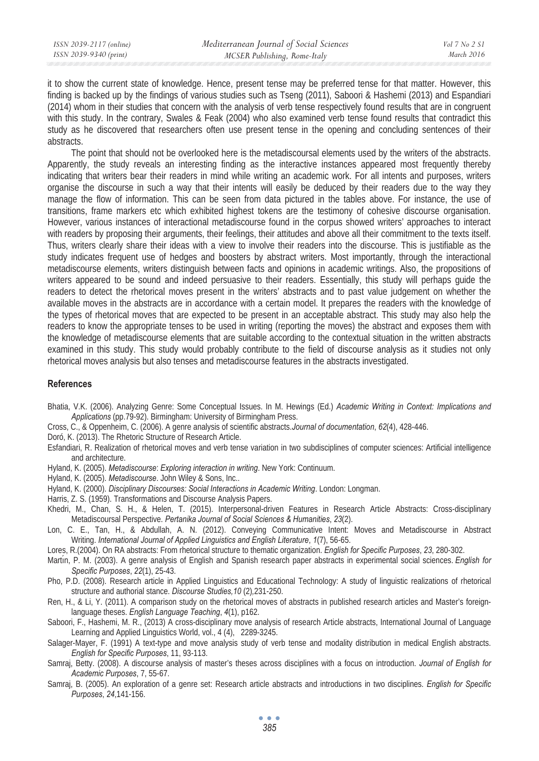it to show the current state of knowledge. Hence, present tense may be preferred tense for that matter. However, this finding is backed up by the findings of various studies such as Tseng (2011), Saboori & Hashemi (2013) and Espandiari (2014) whom in their studies that concern with the analysis of verb tense respectively found results that are in congruent with this study. In the contrary, Swales & Feak (2004) who also examined verb tense found results that contradict this study as he discovered that researchers often use present tense in the opening and concluding sentences of their abstracts.

The point that should not be overlooked here is the metadiscoursal elements used by the writers of the abstracts. Apparently, the study reveals an interesting finding as the interactive instances appeared most frequently thereby indicating that writers bear their readers in mind while writing an academic work. For all intents and purposes, writers organise the discourse in such a way that their intents will easily be deduced by their readers due to the way they manage the flow of information. This can be seen from data pictured in the tables above. For instance, the use of transitions, frame markers etc which exhibited highest tokens are the testimony of cohesive discourse organisation. However, various instances of interactional metadiscourse found in the corpus showed writers' approaches to interact with readers by proposing their arguments, their feelings, their attitudes and above all their commitment to the texts itself. Thus, writers clearly share their ideas with a view to involve their readers into the discourse. This is justifiable as the study indicates frequent use of hedges and boosters by abstract writers. Most importantly, through the interactional metadiscourse elements, writers distinguish between facts and opinions in academic writings. Also, the propositions of writers appeared to be sound and indeed persuasive to their readers. Essentially, this study will perhaps guide the readers to detect the rhetorical moves present in the writers' abstracts and to past value judgement on whether the available moves in the abstracts are in accordance with a certain model. It prepares the readers with the knowledge of the types of rhetorical moves that are expected to be present in an acceptable abstract. This study may also help the readers to know the appropriate tenses to be used in writing (reporting the moves) the abstract and exposes them with the knowledge of metadiscourse elements that are suitable according to the contextual situation in the written abstracts examined in this study. This study would probably contribute to the field of discourse analysis as it studies not only rhetorical moves analysis but also tenses and metadiscourse features in the abstracts investigated.

## References

Bhatia, V.K. (2006). Analyzing Genre: Some Conceptual Issues. In M. Hewings (Ed.) *Academic Writing in Context: Implications and Applications* (pp.79-92). Birmingham: University of Birmingham Press.

Cross, C., & Oppenheim, C. (2006). A genre analysis of scientific abstracts.*Journal of documentation*, *62*(4), 428-446.

Doró, K. (2013). The Rhetoric Structure of Research Article.

Esfandiari, R. Realization of rhetorical moves and verb tense variation in two subdisciplines of computer sciences: Artificial intelligence and architecture.

Hyland, K. (2005). *Metadiscourse*: *Exploring interaction in writing*. New York: Continuum.

Hyland, K. (2005). *Metadiscourse*. John Wiley & Sons, Inc..

Hyland, K. (2000). *Disciplinary Discourses: Social Interactions in Academic Writing*. London: Longman.

Harris, Z. S. (1959). Transformations and Discourse Analysis Papers.

Khedri, M., Chan, S. H., & Helen, T. (2015). Interpersonal-driven Features in Research Article Abstracts: Cross-disciplinary Metadiscoursal Perspective. *Pertanika Journal of Social Sciences & Humanities*, *23*(2).

Lon, C. E., Tan, H., & Abdullah, A. N. (2012). Conveying Communicative Intent: Moves and Metadiscourse in Abstract Writing. *International Journal of Applied Linguistics and English Literature*, *1*(7), 56-65.

Lores, R.(2004). On RA abstracts: From rhetorical structure to thematic organization. *English for Specific Purposes*, *23*, 280-302.

Martín, P. M. (2003). A genre analysis of English and Spanish research paper abstracts in experimental social sciences. *English for Specific Purposes*, *22*(1), 25-43.

Pho, P.D. (2008). Research article in Applied Linguistics and Educational Technology: A study of linguistic realizations of rhetorical structure and authorial stance. *Discourse Studies,10* (2)*,*231-250.

Ren, H., & Li, Y. (2011). A comparison study on the rhetorical moves of abstracts in published research articles and Master's foreign-language theses. *English Language Teaching*, *4*(1), p162.

Saboori, F., Hashemi, M. R., (2013) A cross-disciplinary move analysis of research Article abstracts, International Journal of Language Learning and Applied Linguistics World, vol., 4 (4), 2289-3245.

Salager-Mayer, F. (1991) A text-type and move analysis study of verb tense and modality distribution in medical English abstracts. *English for Specific Purposes*, 11, 93-113.

Samraj, Betty. (2008). A discourse analysis of master's theses across disciplines with a focus on introduction. *Journal of English for Academic Purposes*, 7, 55-67.

Samraj, B. (2005). An exploration of a genre set: Research article abstracts and introductions in two disciplines. *English for Specific Purposes*, *24*,141-156.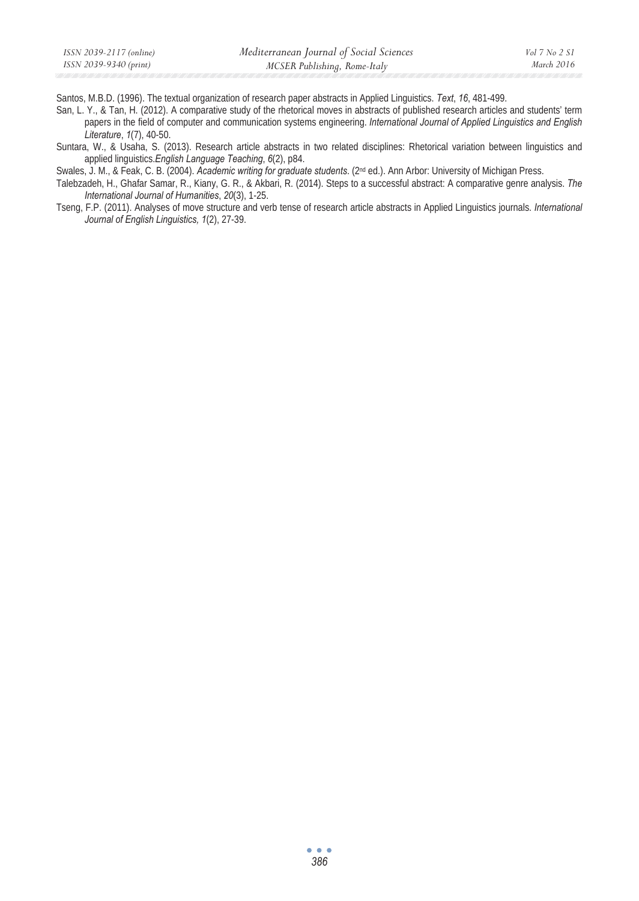Santos, M.B.D. (1996). The textual organization of research paper abstracts in Applied Linguistics. *Text*, *16*, 481-499.

San, L. Y., & Tan, H. (2012). A comparative study of the rhetorical moves in abstracts of published research articles and students' term papers in the field of computer and communication systems engineering. *International Journal of Applied Linguistics and English Literature*, *1*(7), 40-50.

Suntara, W., & Usaha, S. (2013). Research article abstracts in two related disciplines: Rhetorical variation between linguistics and applied linguistics.*English Language Teaching*, *6*(2), p84.

Swales, J. M., & Feak, C. B. (2004). *Academic writing for graduate students*. (2nd ed.). Ann Arbor: University of Michigan Press.

Talebzadeh, H., Ghafar Samar, R., Kiany, G. R., & Akbari, R. (2014). Steps to a successful abstract: A comparative genre analysis. *The International Journal of Humanities*, *20*(3), 1-25.

Tseng, F.P. (2011). Analyses of move structure and verb tense of research article abstracts in Applied Linguistics journals. *International Journal of English Linguistics, 1*(2), 27-39.